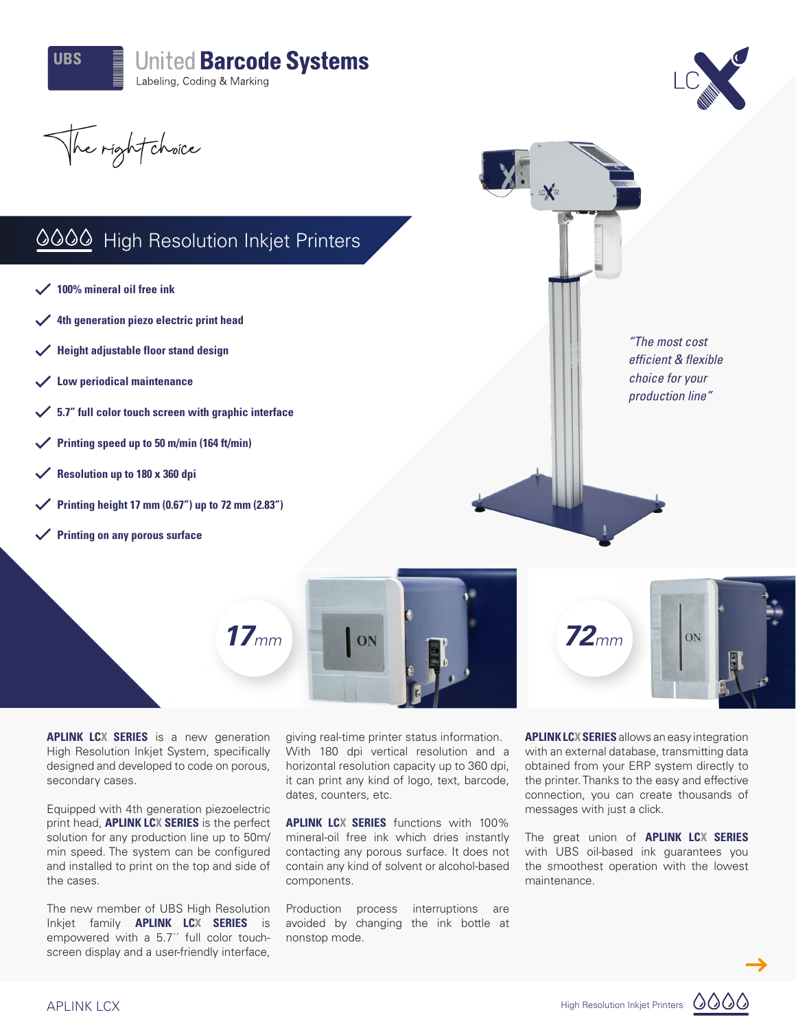**United Barcode Systems**

Labeling, Coding & Marking

*The right choice*

# High Resolution Inkjet Printers

- **100% mineral oil free ink**
- **4th generation piezo electric print head**
- **Height adjustable floor stand design**
- **Low periodical maintenance**
- **5.7" full color touch screen with graphic interface**
- **Printing speed up to 50 m/min (164 ft/min)**
- **Resolution up to 180 x 360 dpi**
- **Printing height 17 mm (0.67") up to 72 mm (2.83")**
- **Printing on any porous surface**

*"The most cost efficient & flexible choice for your production line"*

**17**mm

**72**mm

**APLINK LCX SERIES** is a new generation High Resolution Inkjet System, specifically designed and developed to code on porous, secondary cases.

Equipped with 4th generation piezoelectric print head, **APLINK LCX SERIES** is the perfect solution for any production line up to 50m/min speed. The system can be configured and installed to print on the top and side of the cases.

The new member of UBS High Resolution Inkjet family **APLINK LCX SERIES** is empowered with a 5.7´´ full color touch-screen display and a user-friendly interface, giving real-time printer status information. With 180 dpi vertical resolution and a horizontal resolution capacity up to 360 dpi, it can print any kind of logo, text, barcode, dates, counters, etc.

**APLINK LCX SERIES** functions with 100% mineral-oil free ink which dries instantly contacting any porous surface. It does not contain any kind of solvent or alcohol-based components.

Production process interruptions are avoided by changing the ink bottle at nonstop mode.

**APLINK LCX SERIES** allows an easy integration with an external database, transmitting data obtained from your ERP system directly to the printer. Thanks to the easy and effective connection, you can create thousands of messages with just a click.

The great union of **APLINK LCX SERIES** with UBS oil-based ink guarantees you the smoothest operation with the lowest maintenance.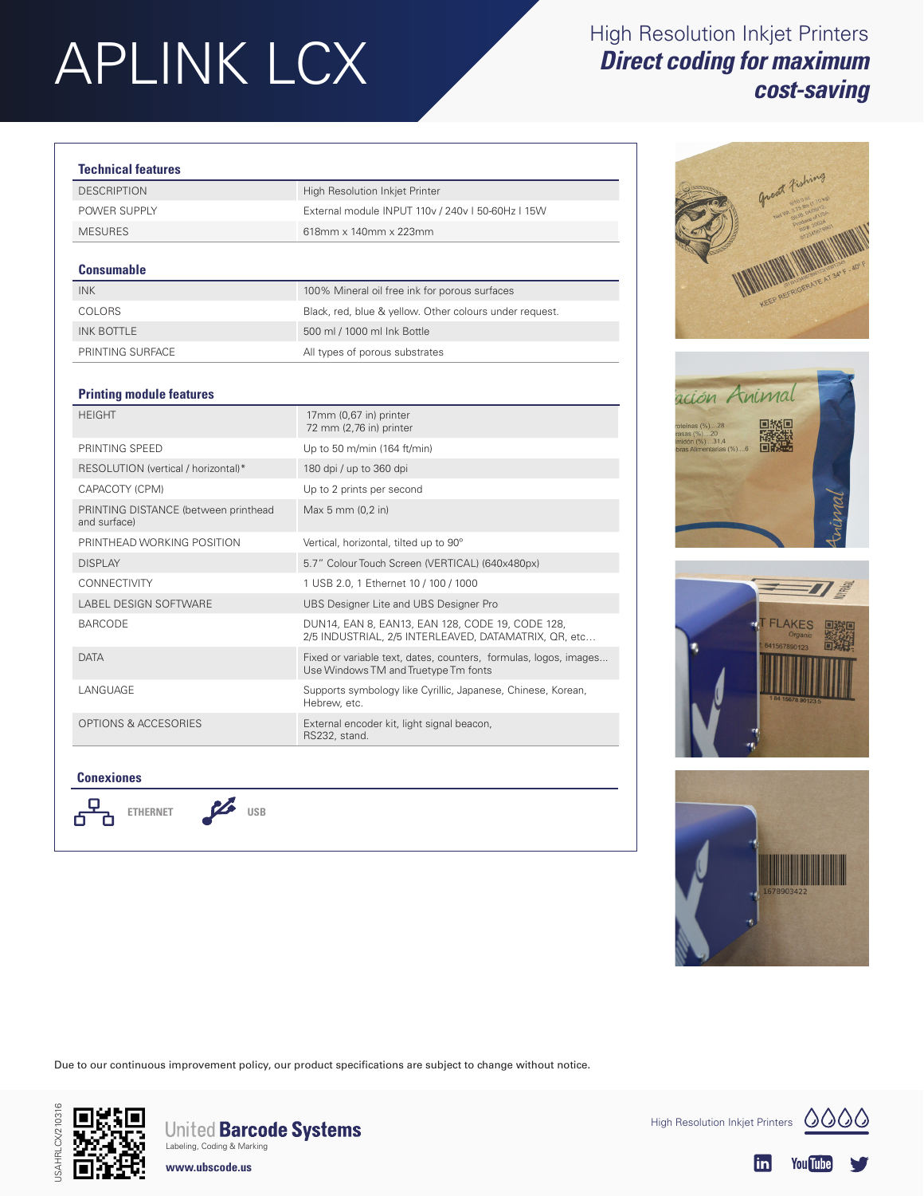# APLINK LCX

High Resolution Inkjet Printers
***Direct coding for maximum cost-saving***

### Technical features

| | |
|---|---|
| DESCRIPTION | High Resolution Inkjet Printer |
| POWER SUPPLY | External module INPUT 110v / 240v I 50-60Hz I 15W |
| MESURES | 618mm x 140mm x 223mm |

### Consumable

| | |
|---|---|
| INK | 100% Mineral oil free ink for porous surfaces |
| COLORS | Black, red, blue & yellow. Other colours under request. |
| INK BOTTLE | 500 ml / 1000 ml Ink Bottle |
| PRINTING SURFACE | All types of porous substrates |

### Printing module features

| | |
|---|---|
| HEIGHT | 17mm (0,67 in) printer<br>72 mm (2,76 in) printer |
| PRINTING SPEED | Up to 50 m/min (164 ft/min) |
| RESOLUTION (vertical / horizontal)* | 180 dpi / up to 360 dpi |
| CAPACOTY (CPM) | Up to 2 prints per second |
| PRINTING DISTANCE (between printhead and surface) | Max 5 mm (0,2 in) |
| PRINTHEAD WORKING POSITION | Vertical, horizontal, tilted up to 90º |
| DISPLAY | 5.7" Colour Touch Screen (VERTICAL) (640x480px) |
| CONNECTIVITY | 1 USB 2.0, 1 Ethernet 10 / 100 / 1000 |
| LABEL DESIGN SOFTWARE | UBS Designer Lite and UBS Designer Pro |
| BARCODE | DUN14, EAN 8, EAN13, EAN 128, CODE 19, CODE 128, 2/5 INDUSTRIAL, 2/5 INTERLEAVED, DATAMATRIX, QR, etc… |
| DATA | Fixed or variable text, dates, counters, formulas, logos, images… Use Windows TM and Truetype Tm fonts |
| LANGUAGE | Supports symbology like Cyrillic, Japanese, Chinese, Korean, Hebrew, etc. |
| OPTIONS & ACCESORIES | External encoder kit, light signal beacon, RS232, stand. |

### Conexiones

ETHERNET USB

Due to our continuous improvement policy, our product specifications are subject to change without notice.

USAHRLCX/210316

United **Barcode Systems**
Labeling, Coding & Marking

**www.ubscode.us**

High Resolution Inkjet Printers